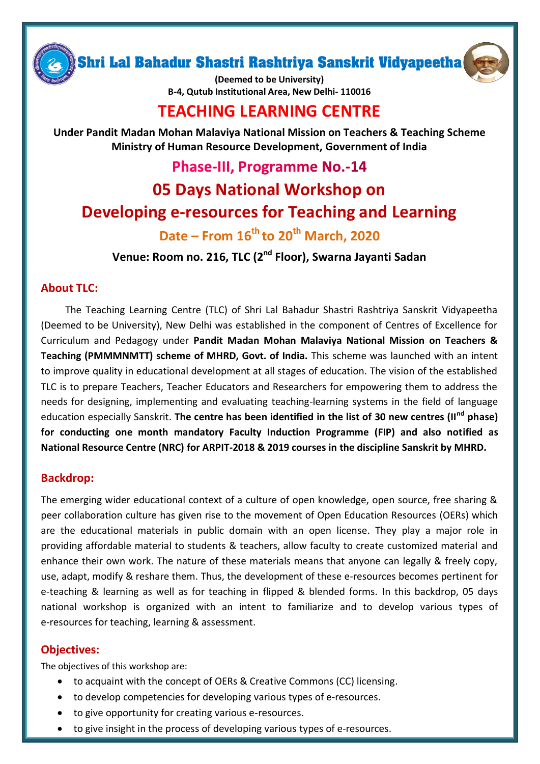# Shri Lal Bahadur Shastri Rashtriya Sanskrit Vidyapeetha

**(Deemed to be University)**
**B-4, Qutub Institutional Area, New Delhi- 110016**

# TEACHING LEARNING CENTRE

**Under Pandit Madan Mohan Malaviya National Mission on Teachers & Teaching Scheme**
**Ministry of Human Resource Development, Government of India**

## Phase-III, Programme No.-14

## 05 Days National Workshop on Developing e-resources for Teaching and Learning

### Date – From 16th to 20th March, 2020

### Venue: Room no. 216, TLC (2nd Floor), Swarna Jayanti Sadan

## About TLC:

The Teaching Learning Centre (TLC) of Shri Lal Bahadur Shastri Rashtriya Sanskrit Vidyapeetha (Deemed to be University), New Delhi was established in the component of Centres of Excellence for Curriculum and Pedagogy under **Pandit Madan Mohan Malaviya National Mission on Teachers & Teaching (PMMMNMTT) scheme of MHRD, Govt. of India.** This scheme was launched with an intent to improve quality in educational development at all stages of education. The vision of the established TLC is to prepare Teachers, Teacher Educators and Researchers for empowering them to address the needs for designing, implementing and evaluating teaching-learning systems in the field of language education especially Sanskrit. **The centre has been identified in the list of 30 new centres (IInd phase) for conducting one month mandatory Faculty Induction Programme (FIP) and also notified as National Resource Centre (NRC) for ARPIT-2018 & 2019 courses in the discipline Sanskrit by MHRD.**

## Backdrop:

The emerging wider educational context of a culture of open knowledge, open source, free sharing & peer collaboration culture has given rise to the movement of Open Education Resources (OERs) which are the educational materials in public domain with an open license. They play a major role in providing affordable material to students & teachers, allow faculty to create customized material and enhance their own work. The nature of these materials means that anyone can legally & freely copy, use, adapt, modify & reshare them. Thus, the development of these e-resources becomes pertinent for e-teaching & learning as well as for teaching in flipped & blended forms. In this backdrop, 05 days national workshop is organized with an intent to familiarize and to develop various types of e-resources for teaching, learning & assessment.

## Objectives:

The objectives of this workshop are:

- to acquaint with the concept of OERs & Creative Commons (CC) licensing.
- to develop competencies for developing various types of e-resources.
- to give opportunity for creating various e-resources.
- to give insight in the process of developing various types of e-resources.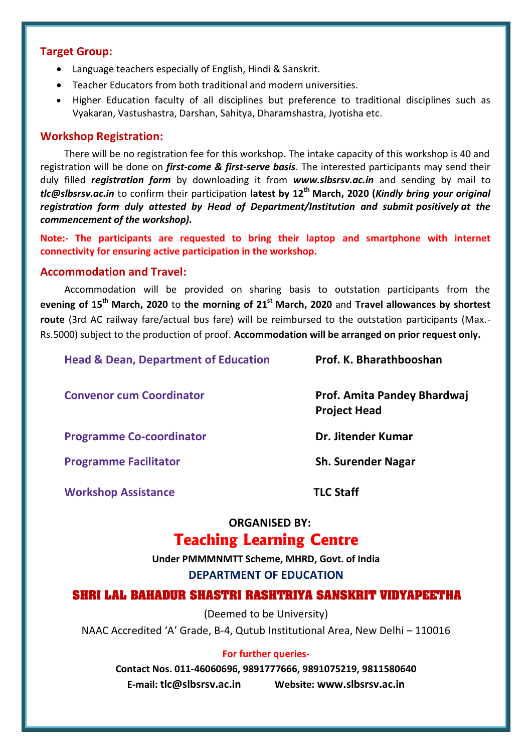## Target Group:

- Language teachers especially of English, Hindi & Sanskrit.
- Teacher Educators from both traditional and modern universities.
- Higher Education faculty of all disciplines but preference to traditional disciplines such as Vyakaran, Vastushastra, Darshan, Sahitya, Dharamshastra, Jyotisha etc.

## Workshop Registration:

There will be no registration fee for this workshop. The intake capacity of this workshop is 40 and registration will be done on ***first-come & first-serve basis***. The interested participants may send their duly filled ***registration form*** by downloading it from ***www.slbsrsv.ac.in*** and sending by mail to ***tlc@slbsrsv.ac.in*** to confirm their participation **latest by 12th March, 2020 (*Kindly bring your original registration form duly attested by Head of Department/Institution and submit positively at the commencement of the workshop).***

**Note:- The participants are requested to bring their laptop and smartphone with internet connectivity for ensuring active participation in the workshop.**

## Accommodation and Travel:

Accommodation will be provided on sharing basis to outstation participants from the **evening of 15th March, 2020** to **the morning of 21st March, 2020** and **Travel allowances by shortest route** (3rd AC railway fare/actual bus fare) will be reimbursed to the outstation participants (Max.- Rs.5000) subject to the production of proof. **Accommodation will be arranged on prior request only.**

| | |
|---|---|
| **Head & Dean, Department of Education** | **Prof. K. Bharathbooshan** |
| **Convenor cum Coordinator** | **Prof. Amita Pandey Bhardwaj**<br>**Project Head** |
| **Programme Co-coordinator** | **Dr. Jitender Kumar** |
| **Programme Facilitator** | **Sh. Surender Nagar** |
| **Workshop Assistance** | **TLC Staff** |

**ORGANISED BY:**

# Teaching Learning Centre

**Under PMMMNMTT Scheme, MHRD, Govt. of India**

**DEPARTMENT OF EDUCATION**

## SHRI LAL BAHADUR SHASTRI RASHTRIYA SANSKRIT VIDYAPEETHA

(Deemed to be University)

NAAC Accredited 'A' Grade, B-4, Qutub Institutional Area, New Delhi – 110016

**For further queries-**

**Contact Nos. 011-46060696, 9891777666, 9891075219, 9811580640**

**E-mail: tlc@slbsrsv.ac.in Website: www.slbsrsv.ac.in**